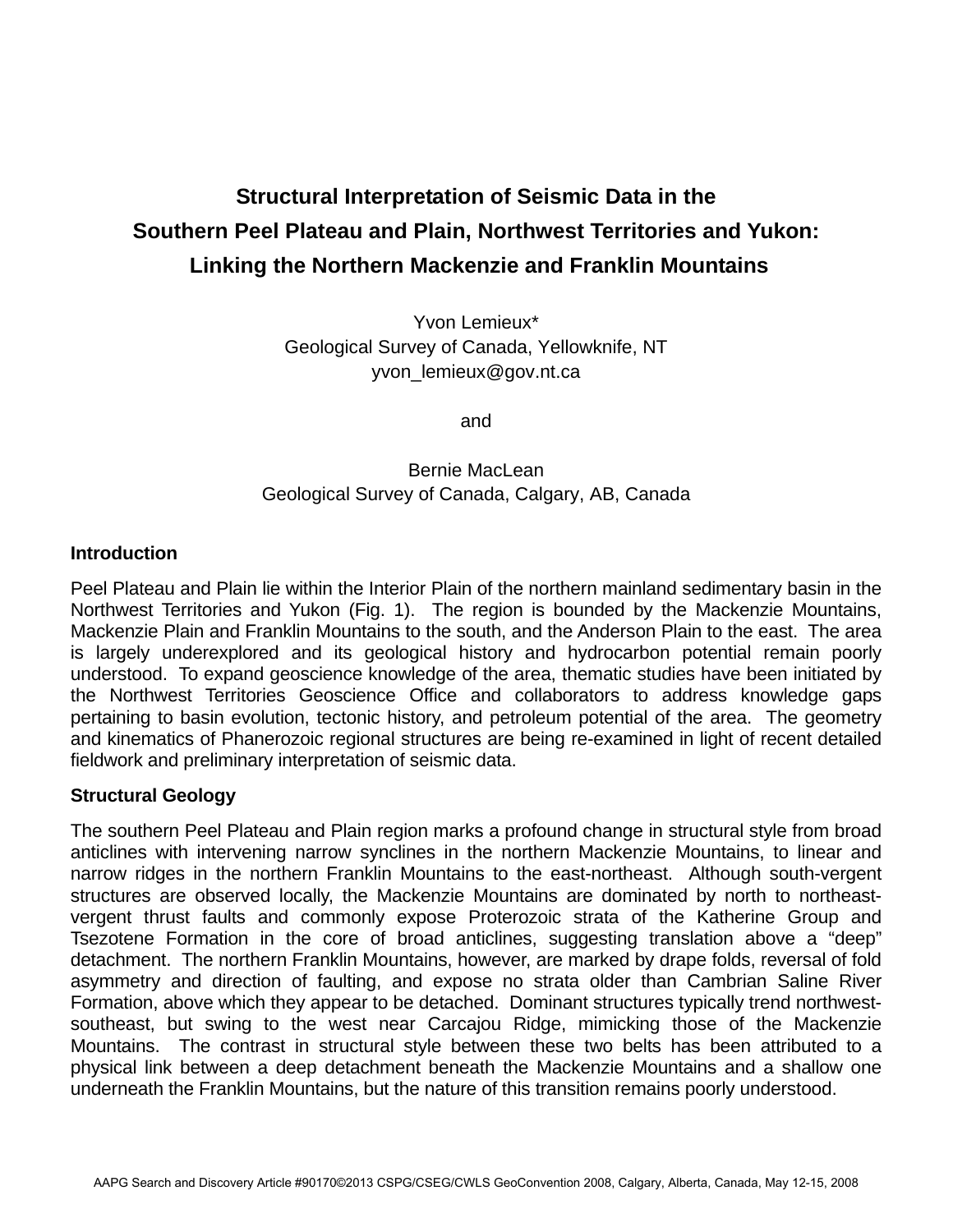# Structural Interpretation of Seismic Data in the Southern Peel Plateau and Plain, Northwest Territories and Yukon: Linking the Northern Mackenzie and Franklin Mountains

Yvon Lemieux*
Geological Survey of Canada, Yellowknife, NT
yvon_lemieux@gov.nt.ca

and

Bernie MacLean
Geological Survey of Canada, Calgary, AB, Canada

## Introduction

Peel Plateau and Plain lie within the Interior Plain of the northern mainland sedimentary basin in the Northwest Territories and Yukon (Fig. 1). The region is bounded by the Mackenzie Mountains, Mackenzie Plain and Franklin Mountains to the south, and the Anderson Plain to the east. The area is largely underexplored and its geological history and hydrocarbon potential remain poorly understood. To expand geoscience knowledge of the area, thematic studies have been initiated by the Northwest Territories Geoscience Office and collaborators to address knowledge gaps pertaining to basin evolution, tectonic history, and petroleum potential of the area. The geometry and kinematics of Phanerozoic regional structures are being re-examined in light of recent detailed fieldwork and preliminary interpretation of seismic data.

## Structural Geology

The southern Peel Plateau and Plain region marks a profound change in structural style from broad anticlines with intervening narrow synclines in the northern Mackenzie Mountains, to linear and narrow ridges in the northern Franklin Mountains to the east-northeast. Although south-vergent structures are observed locally, the Mackenzie Mountains are dominated by north to northeast-vergent thrust faults and commonly expose Proterozoic strata of the Katherine Group and Tsezotene Formation in the core of broad anticlines, suggesting translation above a "deep" detachment. The northern Franklin Mountains, however, are marked by drape folds, reversal of fold asymmetry and direction of faulting, and expose no strata older than Cambrian Saline River Formation, above which they appear to be detached. Dominant structures typically trend northwest-southeast, but swing to the west near Carcajou Ridge, mimicking those of the Mackenzie Mountains. The contrast in structural style between these two belts has been attributed to a physical link between a deep detachment beneath the Mackenzie Mountains and a shallow one underneath the Franklin Mountains, but the nature of this transition remains poorly understood.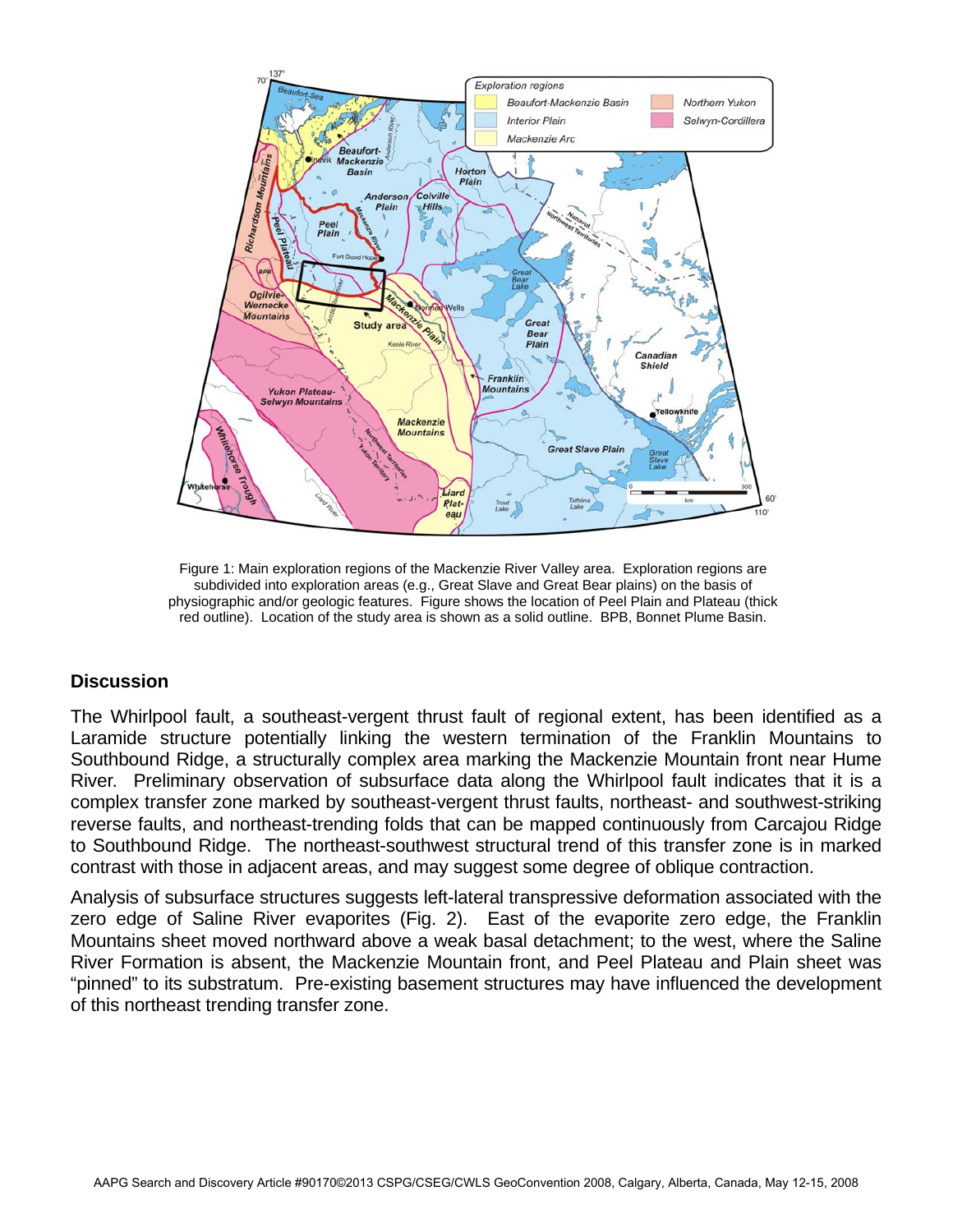Figure 1: Main exploration regions of the Mackenzie River Valley area. Exploration regions are subdivided into exploration areas (e.g., Great Slave and Great Bear plains) on the basis of physiographic and/or geologic features. Figure shows the location of Peel Plain and Plateau (thick red outline). Location of the study area is shown as a solid outline. BPB, Bonnet Plume Basin.

## Discussion

The Whirlpool fault, a southeast-vergent thrust fault of regional extent, has been identified as a Laramide structure potentially linking the western termination of the Franklin Mountains to Southbound Ridge, a structurally complex area marking the Mackenzie Mountain front near Hume River. Preliminary observation of subsurface data along the Whirlpool fault indicates that it is a complex transfer zone marked by southeast-vergent thrust faults, northeast- and southwest-striking reverse faults, and northeast-trending folds that can be mapped continuously from Carcajou Ridge to Southbound Ridge. The northeast-southwest structural trend of this transfer zone is in marked contrast with those in adjacent areas, and may suggest some degree of oblique contraction.

Analysis of subsurface structures suggests left-lateral transpressive deformation associated with the zero edge of Saline River evaporites (Fig. 2). East of the evaporite zero edge, the Franklin Mountains sheet moved northward above a weak basal detachment; to the west, where the Saline River Formation is absent, the Mackenzie Mountain front, and Peel Plateau and Plain sheet was "pinned" to its substratum. Pre-existing basement structures may have influenced the development of this northeast trending transfer zone.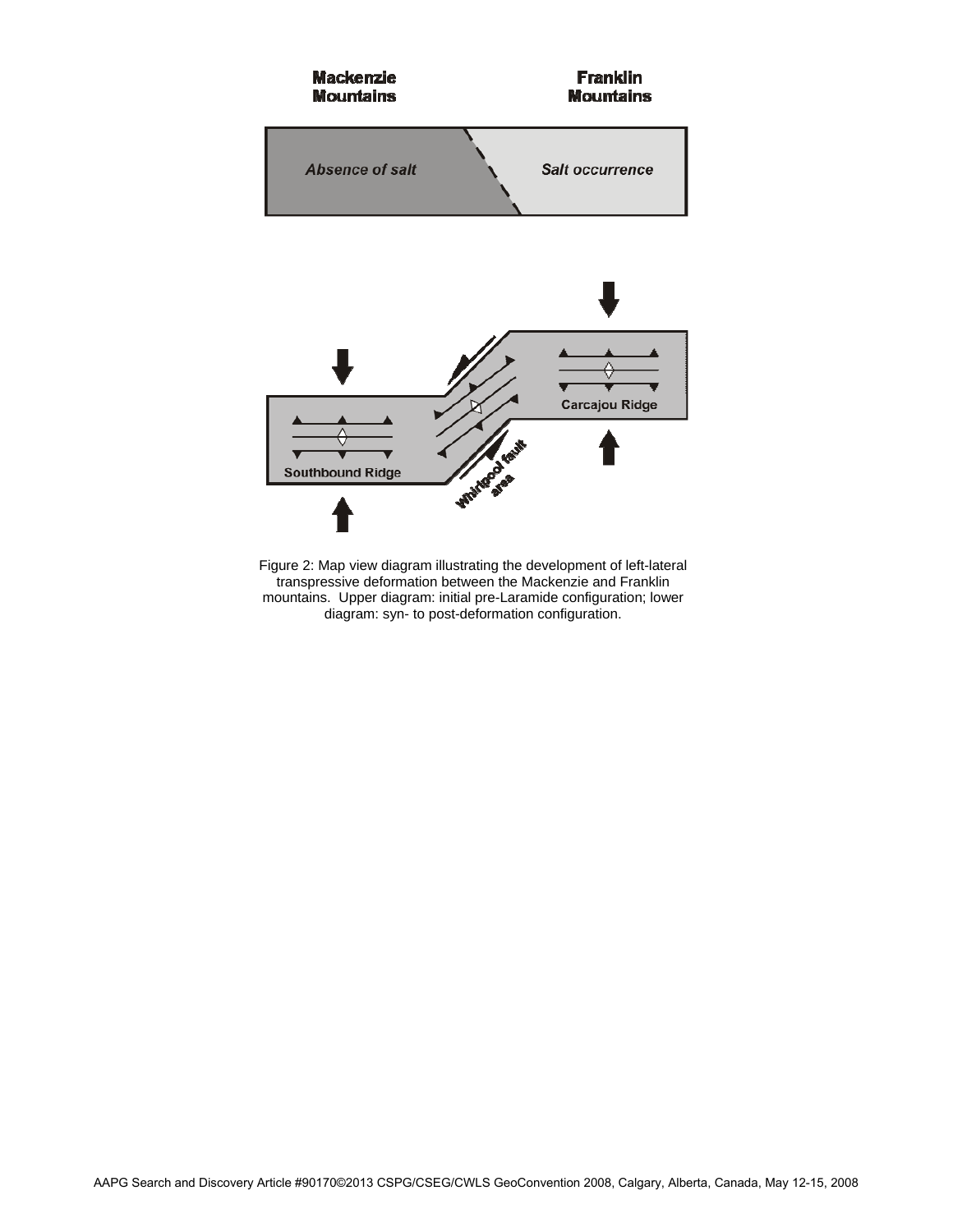Mackenzie
Mountains

Franklin
Mountains

Absence of salt

Salt occurrence

Carcajou Ridge

Southbound Ridge

Whirlpool fault
area

Figure 2: Map view diagram illustrating the development of left-lateral transpressive deformation between the Mackenzie and Franklin mountains. Upper diagram: initial pre-Laramide configuration; lower diagram: syn- to post-deformation configuration.